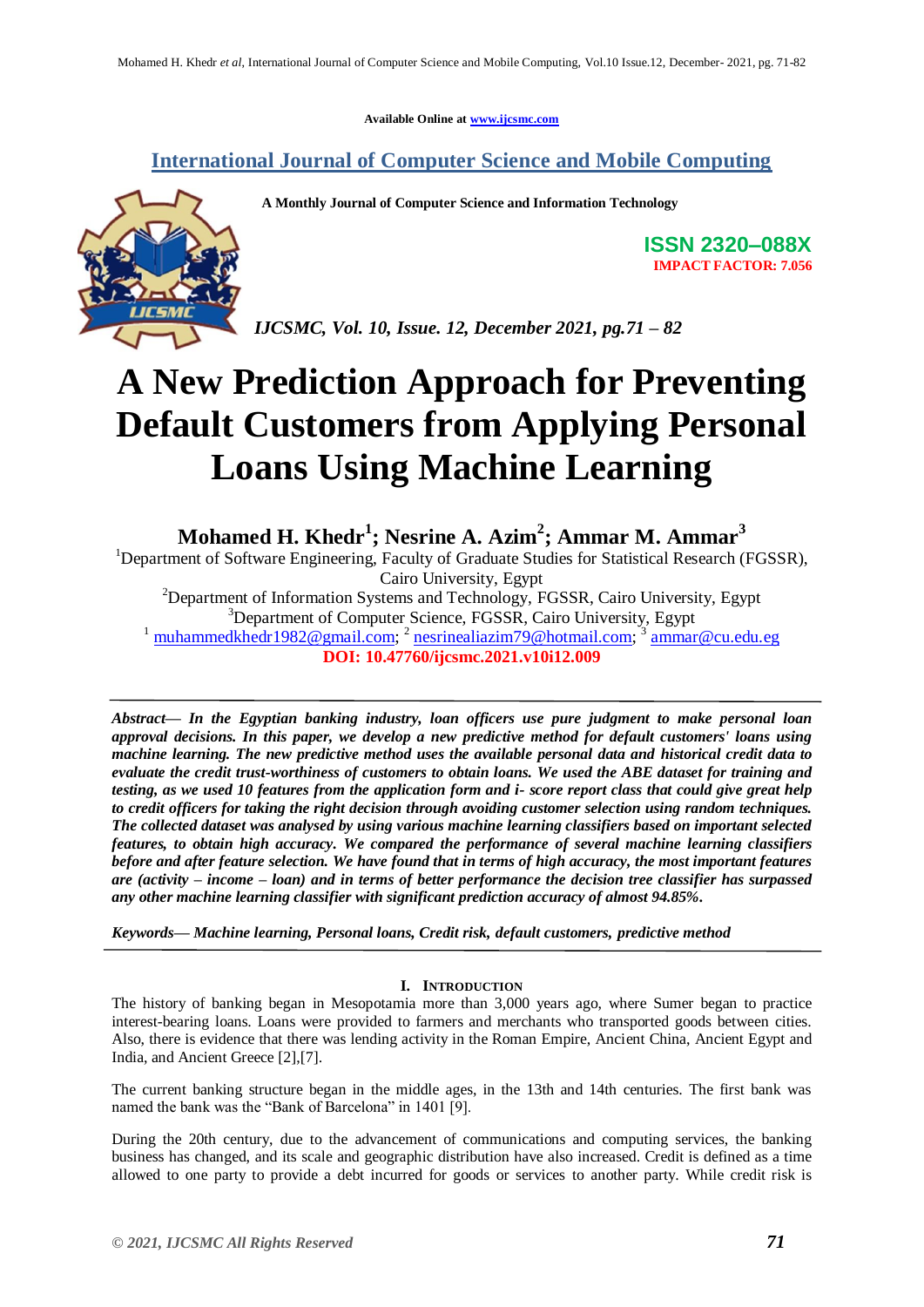Available Online at www.ijcsmc.com

**International Journal of Computer Science and Mobile Computing**

**A Monthly Journal of Computer Science and Information Technology**

**ISSN 2320–088X**
**IMPACT FACTOR: 7.056**

*IJCSMC, Vol. 10, Issue. 12, December 2021, pg.71 – 82*

# A New Prediction Approach for Preventing Default Customers from Applying Personal Loans Using Machine Learning

**Mohamed H. Khedr[1]; Nesrine A. Azim[2]; Ammar M. Ammar[3]**

[1]Department of Software Engineering, Faculty of Graduate Studies for Statistical Research (FGSSR), Cairo University, Egypt
[2]Department of Information Systems and Technology, FGSSR, Cairo University, Egypt
[3]Department of Computer Science, FGSSR, Cairo University, Egypt
[1] muhammedkhedr1982@gmail.com; [2] nesrinealiazim79@hotmail.com; [3] ammar@cu.edu.eg
**DOI: 10.47760/ijcsmc.2021.v10i12.009**

***Abstract*— *In the Egyptian banking industry, loan officers use pure judgment to make personal loan approval decisions. In this paper, we develop a new predictive method for default customers' loans using machine learning. The new predictive method uses the available personal data and historical credit data to evaluate the credit trust-worthiness of customers to obtain loans. We used the ABE dataset for training and testing, as we used 10 features from the application form and i- score report class that could give great help to credit officers for taking the right decision through avoiding customer selection using random techniques. The collected dataset was analysed by using various machine learning classifiers based on important selected features, to obtain high accuracy. We compared the performance of several machine learning classifiers before and after feature selection. We have found that in terms of high accuracy, the most important features are (activity – income – loan) and in terms of better performance the decision tree classifier has surpassed any other machine learning classifier with significant prediction accuracy of almost 94.85%.***

***Keywords*— *Machine learning, Personal loans, Credit risk, default customers, predictive method***

## I. Introduction

The history of banking began in Mesopotamia more than 3,000 years ago, where Sumer began to practice interest-bearing loans. Loans were provided to farmers and merchants who transported goods between cities. Also, there is evidence that there was lending activity in the Roman Empire, Ancient China, Ancient Egypt and India, and Ancient Greece [2],[7].

The current banking structure began in the middle ages, in the 13th and 14th centuries. The first bank was named the bank was the "Bank of Barcelona" in 1401 [9].

During the 20th century, due to the advancement of communications and computing services, the banking business has changed, and its scale and geographic distribution have also increased. Credit is defined as a time allowed to one party to provide a debt incurred for goods or services to another party. While credit risk is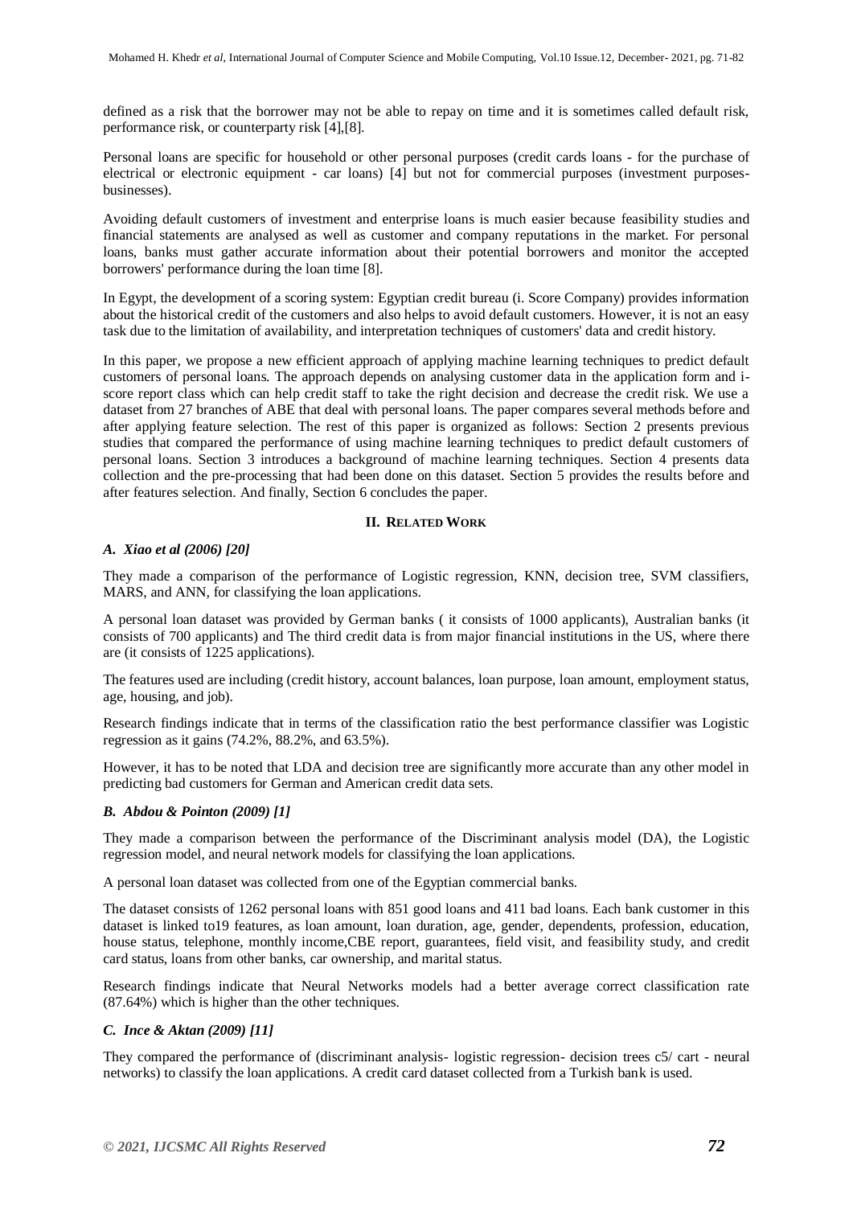defined as a risk that the borrower may not be able to repay on time and it is sometimes called default risk, performance risk, or counterparty risk [4],[8].

Personal loans are specific for household or other personal purposes (credit cards loans - for the purchase of electrical or electronic equipment - car loans) [4] but not for commercial purposes (investment purposes-businesses).

Avoiding default customers of investment and enterprise loans is much easier because feasibility studies and financial statements are analysed as well as customer and company reputations in the market. For personal loans, banks must gather accurate information about their potential borrowers and monitor the accepted borrowers' performance during the loan time [8].

In Egypt, the development of a scoring system: Egyptian credit bureau (i. Score Company) provides information about the historical credit of the customers and also helps to avoid default customers. However, it is not an easy task due to the limitation of availability, and interpretation techniques of customers' data and credit history.

In this paper, we propose a new efficient approach of applying machine learning techniques to predict default customers of personal loans. The approach depends on analysing customer data in the application form and i-score report class which can help credit staff to take the right decision and decrease the credit risk. We use a dataset from 27 branches of ABE that deal with personal loans. The paper compares several methods before and after applying feature selection. The rest of this paper is organized as follows: Section 2 presents previous studies that compared the performance of using machine learning techniques to predict default customers of personal loans. Section 3 introduces a background of machine learning techniques. Section 4 presents data collection and the pre-processing that had been done on this dataset. Section 5 provides the results before and after features selection. And finally, Section 6 concludes the paper.

## II. RELATED WORK

### *A. Xiao et al (2006) [20]*

They made a comparison of the performance of Logistic regression, KNN, decision tree, SVM classifiers, MARS, and ANN, for classifying the loan applications.

A personal loan dataset was provided by German banks ( it consists of 1000 applicants), Australian banks (it consists of 700 applicants) and The third credit data is from major financial institutions in the US, where there are (it consists of 1225 applications).

The features used are including (credit history, account balances, loan purpose, loan amount, employment status, age, housing, and job).

Research findings indicate that in terms of the classification ratio the best performance classifier was Logistic regression as it gains (74.2%, 88.2%, and 63.5%).

However, it has to be noted that LDA and decision tree are significantly more accurate than any other model in predicting bad customers for German and American credit data sets.

### *B. Abdou & Pointon (2009) [1]*

They made a comparison between the performance of the Discriminant analysis model (DA), the Logistic regression model, and neural network models for classifying the loan applications.

A personal loan dataset was collected from one of the Egyptian commercial banks.

The dataset consists of 1262 personal loans with 851 good loans and 411 bad loans. Each bank customer in this dataset is linked to19 features, as loan amount, loan duration, age, gender, dependents, profession, education, house status, telephone, monthly income,CBE report, guarantees, field visit, and feasibility study, and credit card status, loans from other banks, car ownership, and marital status.

Research findings indicate that Neural Networks models had a better average correct classification rate (87.64%) which is higher than the other techniques.

### *C. Ince & Aktan (2009) [11]*

They compared the performance of (discriminant analysis- logistic regression- decision trees c5/ cart - neural networks) to classify the loan applications. A credit card dataset collected from a Turkish bank is used.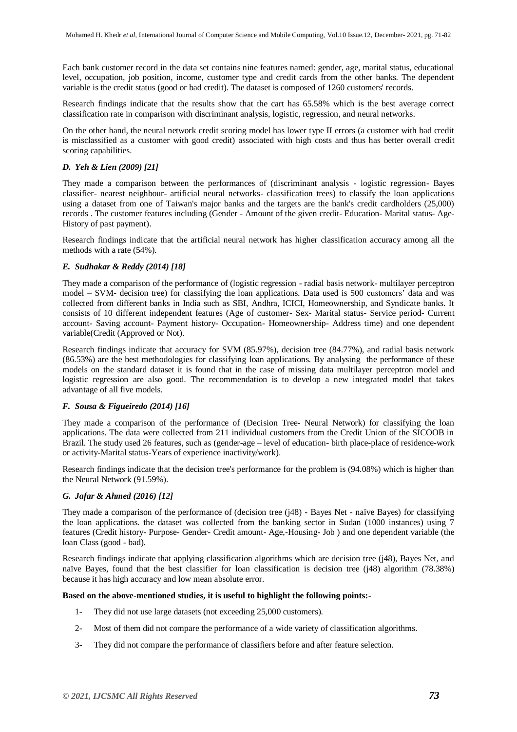Each bank customer record in the data set contains nine features named: gender, age, marital status, educational level, occupation, job position, income, customer type and credit cards from the other banks. The dependent variable is the credit status (good or bad credit). The dataset is composed of 1260 customers' records.

Research findings indicate that the results show that the cart has 65.58% which is the best average correct classification rate in comparison with discriminant analysis, logistic, regression, and neural networks.

On the other hand, the neural network credit scoring model has lower type II errors (a customer with bad credit is misclassified as a customer with good credit) associated with high costs and thus has better overall credit scoring capabilities.

### *D. Yeh & Lien (2009) [21]*

They made a comparison between the performances of (discriminant analysis - logistic regression- Bayes classifier- nearest neighbour- artificial neural networks- classification trees) to classify the loan applications using a dataset from one of Taiwan's major banks and the targets are the bank's credit cardholders (25,000) records . The customer features including (Gender - Amount of the given credit- Education- Marital status- Age- History of past payment).

Research findings indicate that the artificial neural network has higher classification accuracy among all the methods with a rate (54%).

### *E. Sudhakar & Reddy (2014) [18]*

They made a comparison of the performance of (logistic regression - radial basis network- multilayer perceptron model – SVM- decision tree) for classifying the loan applications. Data used is 500 customers' data and was collected from different banks in India such as SBI, Andhra, ICICI, Homeownership, and Syndicate banks. It consists of 10 different independent features (Age of customer- Sex- Marital status- Service period- Current account- Saving account- Payment history- Occupation- Homeownership- Address time) and one dependent variable(Credit (Approved or Not).

Research findings indicate that accuracy for SVM (85.97%), decision tree (84.77%), and radial basis network (86.53%) are the best methodologies for classifying loan applications. By analysing the performance of these models on the standard dataset it is found that in the case of missing data multilayer perceptron model and logistic regression are also good. The recommendation is to develop a new integrated model that takes advantage of all five models.

### *F. Sousa & Figueiredo (2014) [16]*

They made a comparison of the performance of (Decision Tree- Neural Network) for classifying the loan applications. The data were collected from 211 individual customers from the Credit Union of the SICOOB in Brazil. The study used 26 features, such as (gender-age – level of education- birth place-place of residence-work or activity-Marital status-Years of experience inactivity/work).

Research findings indicate that the decision tree's performance for the problem is (94.08%) which is higher than the Neural Network (91.59%).

### *G. Jafar & Ahmed (2016) [12]*

They made a comparison of the performance of (decision tree (j48) - Bayes Net - naïve Bayes) for classifying the loan applications. the dataset was collected from the banking sector in Sudan (1000 instances) using 7 features (Credit history- Purpose- Gender- Credit amount- Age,-Housing- Job ) and one dependent variable (the loan Class (good - bad).

Research findings indicate that applying classification algorithms which are decision tree (j48), Bayes Net, and naïve Bayes, found that the best classifier for loan classification is decision tree (j48) algorithm (78.38%) because it has high accuracy and low mean absolute error.

**Based on the above-mentioned studies, it is useful to highlight the following points:-**

1- They did not use large datasets (not exceeding 25,000 customers).

2- Most of them did not compare the performance of a wide variety of classification algorithms.

3- They did not compare the performance of classifiers before and after feature selection.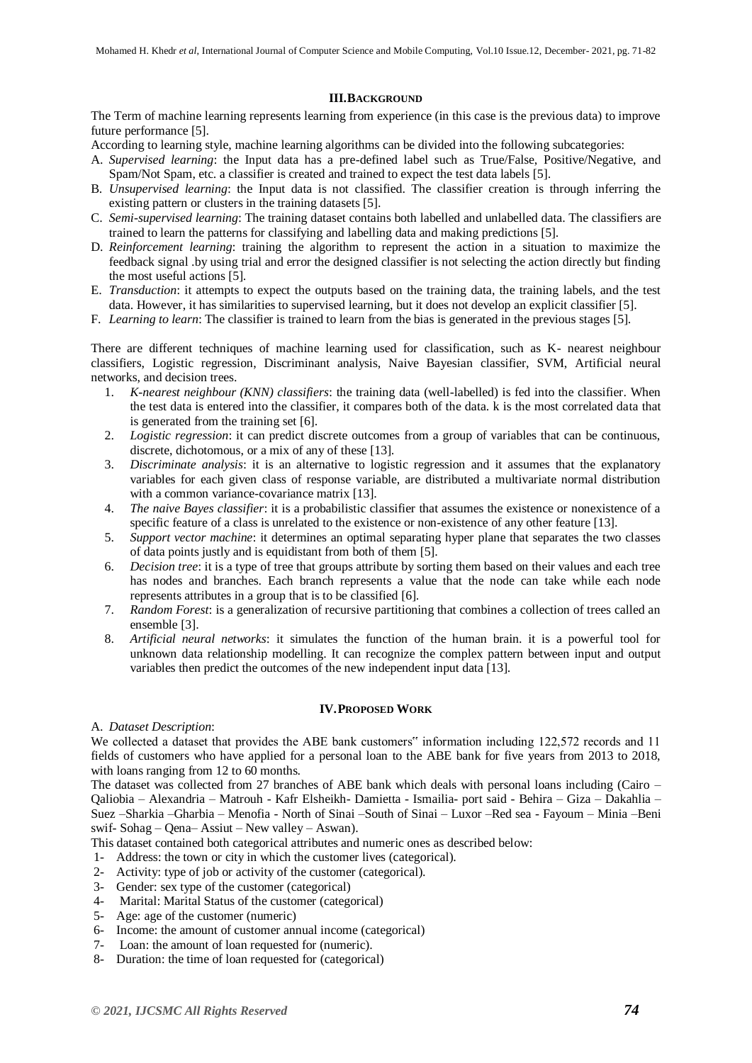## III. BACKGROUND

The Term of machine learning represents learning from experience (in this case is the previous data) to improve future performance [5].

According to learning style, machine learning algorithms can be divided into the following subcategories:

A. *Supervised learning*: the Input data has a pre-defined label such as True/False, Positive/Negative, and Spam/Not Spam, etc. a classifier is created and trained to expect the test data labels [5].
B. *Unsupervised learning*: the Input data is not classified. The classifier creation is through inferring the existing pattern or clusters in the training datasets [5].
C. *Semi-supervised learning*: The training dataset contains both labelled and unlabelled data. The classifiers are trained to learn the patterns for classifying and labelling data and making predictions [5].
D. *Reinforcement learning*: training the algorithm to represent the action in a situation to maximize the feedback signal .by using trial and error the designed classifier is not selecting the action directly but finding the most useful actions [5].
E. *Transduction*: it attempts to expect the outputs based on the training data, the training labels, and the test data. However, it has similarities to supervised learning, but it does not develop an explicit classifier [5].
F. *Learning to learn*: The classifier is trained to learn from the bias is generated in the previous stages [5].

There are different techniques of machine learning used for classification, such as K- nearest neighbour classifiers, Logistic regression, Discriminant analysis, Naive Bayesian classifier, SVM, Artificial neural networks, and decision trees.

1. *K-nearest neighbour (KNN) classifiers*: the training data (well-labelled) is fed into the classifier. When the test data is entered into the classifier, it compares both of the data. k is the most correlated data that is generated from the training set [6].
2. *Logistic regression*: it can predict discrete outcomes from a group of variables that can be continuous, discrete, dichotomous, or a mix of any of these [13].
3. *Discriminate analysis*: it is an alternative to logistic regression and it assumes that the explanatory variables for each given class of response variable, are distributed a multivariate normal distribution with a common variance-covariance matrix [13].
4. *The naive Bayes classifier*: it is a probabilistic classifier that assumes the existence or nonexistence of a specific feature of a class is unrelated to the existence or non-existence of any other feature [13].
5. *Support vector machine*: it determines an optimal separating hyper plane that separates the two classes of data points justly and is equidistant from both of them [5].
6. *Decision tree*: it is a type of tree that groups attribute by sorting them based on their values and each tree has nodes and branches. Each branch represents a value that the node can take while each node represents attributes in a group that is to be classified [6].
7. *Random Forest*: is a generalization of recursive partitioning that combines a collection of trees called an ensemble [3].
8. *Artificial neural networks*: it simulates the function of the human brain. it is a powerful tool for unknown data relationship modelling. It can recognize the complex pattern between input and output variables then predict the outcomes of the new independent input data [13].

## IV. PROPOSED WORK

A. *Dataset Description*:

We collected a dataset that provides the ABE bank customers" information including 122,572 records and 11 fields of customers who have applied for a personal loan to the ABE bank for five years from 2013 to 2018, with loans ranging from 12 to 60 months.

The dataset was collected from 27 branches of ABE bank which deals with personal loans including (Cairo – Qaliobia – Alexandria – Matrouh - Kafr Elsheikh- Damietta - Ismailia- port said - Behira – Giza – Dakahlia – Suez –Sharkia –Gharbia – Menofia - North of Sinai –South of Sinai – Luxor –Red sea - Fayoum – Minia –Beni swif- Sohag – Qena– Assiut – New valley – Aswan).

This dataset contained both categorical attributes and numeric ones as described below:

1- Address: the town or city in which the customer lives (categorical).
2- Activity: type of job or activity of the customer (categorical).
3- Gender: sex type of the customer (categorical)
4- Marital: Marital Status of the customer (categorical)
5- Age: age of the customer (numeric)
6- Income: the amount of customer annual income (categorical)
7- Loan: the amount of loan requested for (numeric).
8- Duration: the time of loan requested for (categorical)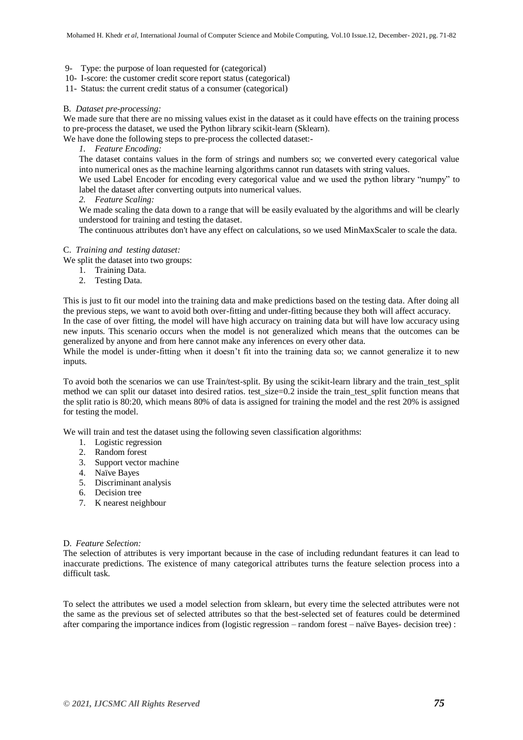9- Type: the purpose of loan requested for (categorical)
10- I-score: the customer credit score report status (categorical)
11- Status: the current credit status of a consumer (categorical)

### B. *Dataset pre-processing:*

We made sure that there are no missing values exist in the dataset as it could have effects on the training process to pre-process the dataset, we used the Python library scikit-learn (Sklearn).

We have done the following steps to pre-process the collected dataset:-

*1. Feature Encoding:*

The dataset contains values in the form of strings and numbers so; we converted every categorical value into numerical ones as the machine learning algorithms cannot run datasets with string values.

We used Label Encoder for encoding every categorical value and we used the python library "numpy" to label the dataset after converting outputs into numerical values.

*2. Feature Scaling:*

We made scaling the data down to a range that will be easily evaluated by the algorithms and will be clearly understood for training and testing the dataset.

The continuous attributes don't have any effect on calculations, so we used MinMaxScaler to scale the data.

### C. *Training and testing dataset:*

We split the dataset into two groups:

1. Training Data.
2. Testing Data.

This is just to fit our model into the training data and make predictions based on the testing data. After doing all the previous steps, we want to avoid both over-fitting and under-fitting because they both will affect accuracy.

In the case of over fitting, the model will have high accuracy on training data but will have low accuracy using new inputs. This scenario occurs when the model is not generalized which means that the outcomes can be generalized by anyone and from here cannot make any inferences on every other data.

While the model is under-fitting when it doesn't fit into the training data so; we cannot generalize it to new inputs.

To avoid both the scenarios we can use Train/test-split. By using the scikit-learn library and the train_test_split method we can split our dataset into desired ratios. test_size=0.2 inside the train_test_split function means that the split ratio is 80:20, which means 80% of data is assigned for training the model and the rest 20% is assigned for testing the model.

We will train and test the dataset using the following seven classification algorithms:

1. Logistic regression
2. Random forest
3. Support vector machine
4. Naïve Bayes
5. Discriminant analysis
6. Decision tree
7. K nearest neighbour

### D. *Feature Selection:*

The selection of attributes is very important because in the case of including redundant features it can lead to inaccurate predictions. The existence of many categorical attributes turns the feature selection process into a difficult task.

To select the attributes we used a model selection from sklearn, but every time the selected attributes were not the same as the previous set of selected attributes so that the best-selected set of features could be determined after comparing the importance indices from (logistic regression – random forest – naïve Bayes- decision tree) :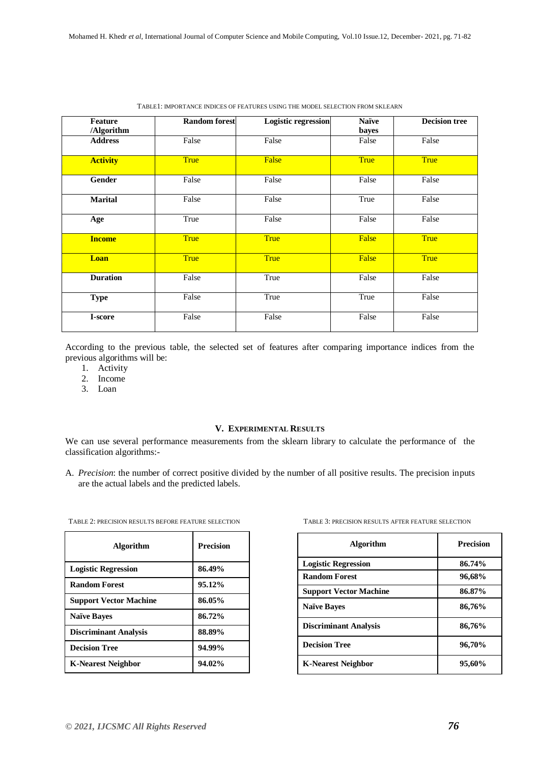TABLE1: IMPORTANCE INDICES OF FEATURES USING THE MODEL SELECTION FROM SKLEARN

| Feature /Algorithm | Random forest | Logistic regression | Naïve bayes | Decision tree |
|---|---|---|---|---|
| **Address** | False | False | False | False |
| **Activity** | True | False | True | True |
| **Gender** | False | False | False | False |
| **Marital** | False | False | True | False |
| **Age** | True | False | False | False |
| **Income** | True | True | False | True |
| **Loan** | True | True | False | True |
| **Duration** | False | True | False | False |
| **Type** | False | True | True | False |
| **I-score** | False | False | False | False |

According to the previous table, the selected set of features after comparing importance indices from the previous algorithms will be:

1. Activity
2. Income
3. Loan

## V. EXPERIMENTAL RESULTS

We can use several performance measurements from the sklearn library to calculate the performance of the classification algorithms:-

A. *Precision*: the number of correct positive divided by the number of all positive results. The precision inputs are the actual labels and the predicted labels.

TABLE 2: PRECISION RESULTS BEFORE FEATURE SELECTION

| Algorithm | Precision |
|---|---|
| **Logistic Regression** | **86.49%** |
| **Random Forest** | **95.12%** |
| **Support Vector Machine** | **86.05%** |
| **Naïve Bayes** | **86.72%** |
| **Discriminant Analysis** | **88.89%** |
| **Decision Tree** | **94.99%** |
| **K-Nearest Neighbor** | **94.02%** |

TABLE 3: PRECISION RESULTS AFTER FEATURE SELECTION

| Algorithm | Precision |
|---|---|
| **Logistic Regression** | **86.74%** |
| **Random Forest** | **96,68%** |
| **Support Vector Machine** | **86.87%** |
| **Naïve Bayes** | **86,76%** |
| **Discriminant Analysis** | **86,76%** |
| **Decision Tree** | **96,70%** |
| **K-Nearest Neighbor** | **95,60%** |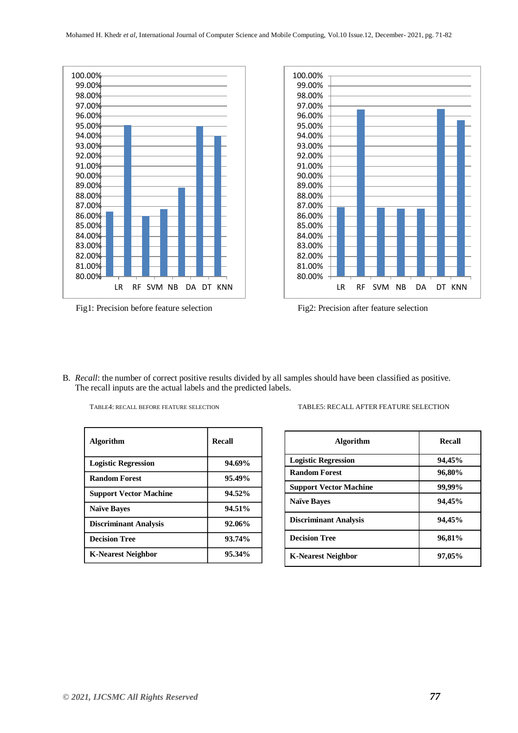Fig1: Precision before feature selection

Fig2: Precision after feature selection

B. *Recall*: the number of correct positive results divided by all samples should have been classified as positive. The recall inputs are the actual labels and the predicted labels.

TABLE4: RECALL BEFORE FEATURE SELECTION

| Algorithm | Recall |
|---|---|
| **Logistic Regression** | **94.69%** |
| **Random Forest** | **95.49%** |
| **Support Vector Machine** | **94.52%** |
| **Naïve Bayes** | **94.51%** |
| **Discriminant Analysis** | **92.06%** |
| **Decision Tree** | **93.74%** |
| **K-Nearest Neighbor** | **95.34%** |

TABLE5: RECALL AFTER FEATURE SELECTION

| Algorithm | Recall |
|---|---|
| **Logistic Regression** | **94,45%** |
| **Random Forest** | **96,80%** |
| **Support Vector Machine** | **99,99%** |
| **Naïve Bayes** | **94,45%** |
| **Discriminant Analysis** | **94,45%** |
| **Decision Tree** | **96,81%** |
| **K-Nearest Neighbor** | **97,05%** |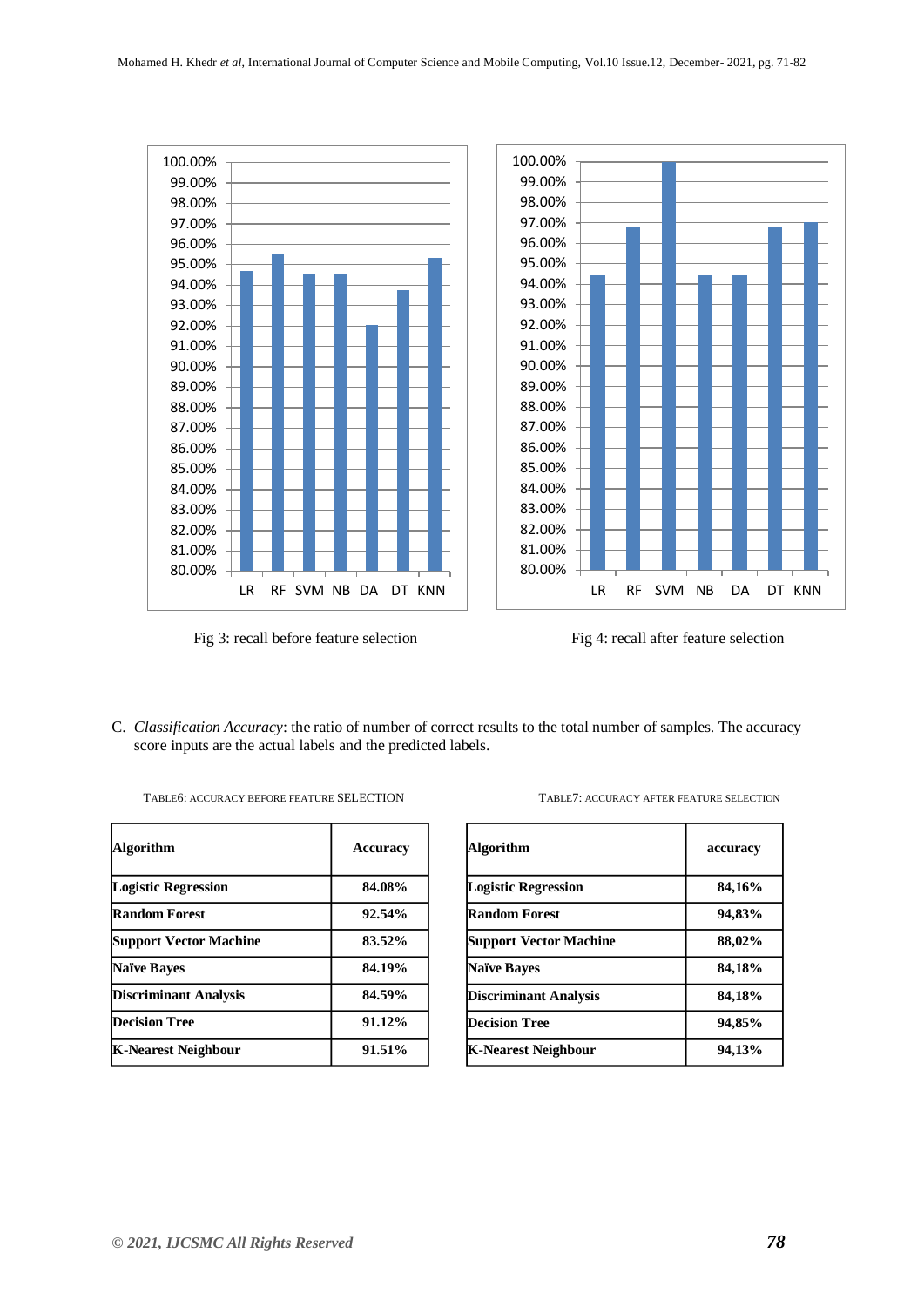Fig 3: recall before feature selection

Fig 4: recall after feature selection

C. *Classification Accuracy*: the ratio of number of correct results to the total number of samples. The accuracy score inputs are the actual labels and the predicted labels.

TABLE6: ACCURACY BEFORE FEATURE SELECTION

| Algorithm | Accuracy |
|---|---|
| Logistic Regression | 84.08% |
| Random Forest | 92.54% |
| Support Vector Machine | 83.52% |
| Naïve Bayes | 84.19% |
| Discriminant Analysis | 84.59% |
| Decision Tree | 91.12% |
| K-Nearest Neighbour | 91.51% |

TABLE7: ACCURACY AFTER FEATURE SELECTION

| Algorithm | accuracy |
|---|---|
| Logistic Regression | 84,16% |
| Random Forest | 94,83% |
| Support Vector Machine | 88,02% |
| Naïve Bayes | 84,18% |
| Discriminant Analysis | 84,18% |
| Decision Tree | 94,85% |
| K-Nearest Neighbour | 94,13% |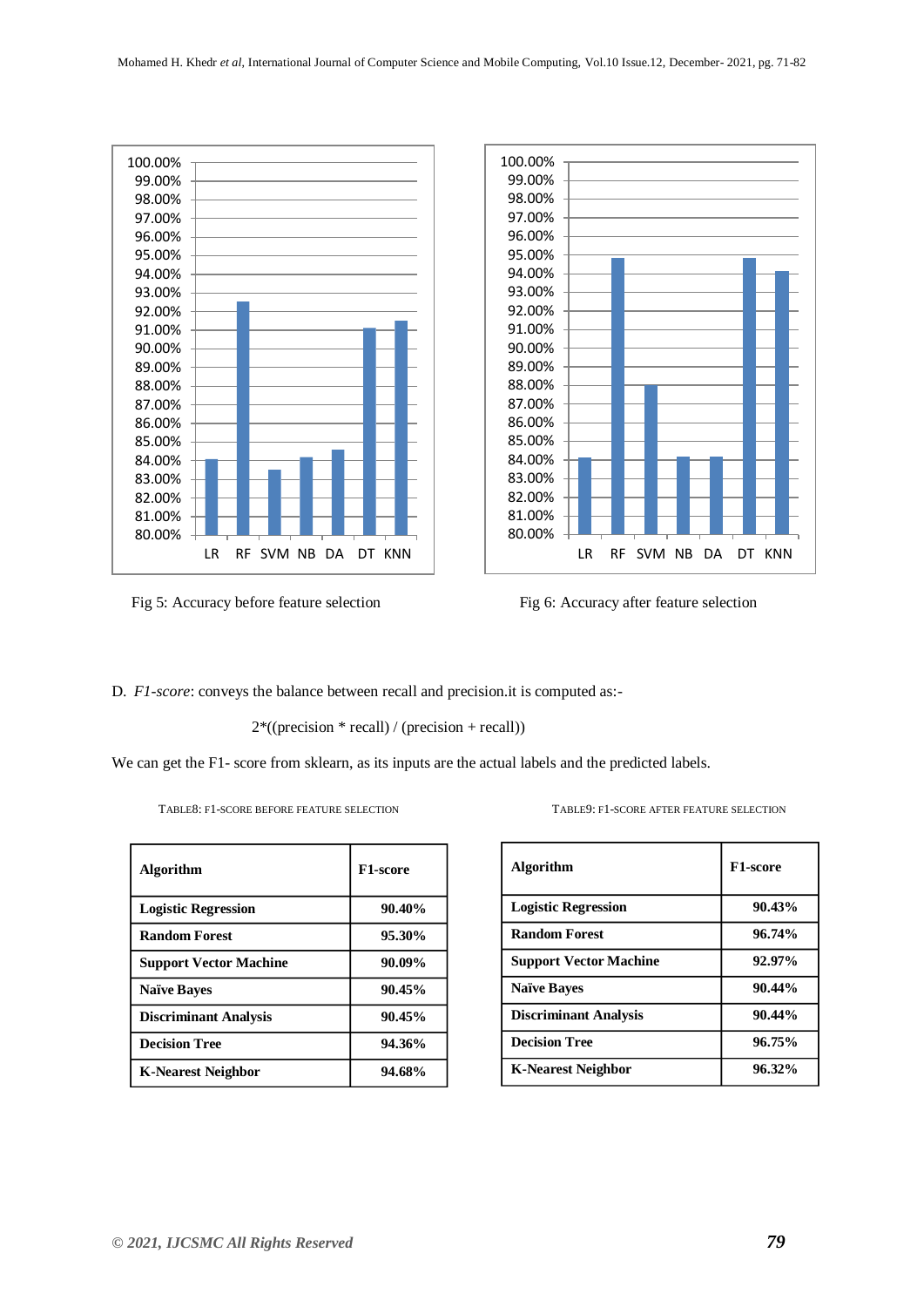Fig 5: Accuracy before feature selection

Fig 6: Accuracy after feature selection

D. *F1-score*: conveys the balance between recall and precision.it is computed as:-

2*((precision * recall) / (precision + recall))

We can get the F1- score from sklearn, as its inputs are the actual labels and the predicted labels.

TABLE8: F1-SCORE BEFORE FEATURE SELECTION

| Algorithm | F1-score |
|---|---|
| **Logistic Regression** | **90.40%** |
| **Random Forest** | **95.30%** |
| **Support Vector Machine** | **90.09%** |
| **Naïve Bayes** | **90.45%** |
| **Discriminant Analysis** | **90.45%** |
| **Decision Tree** | **94.36%** |
| **K-Nearest Neighbor** | **94.68%** |

TABLE9: F1-SCORE AFTER FEATURE SELECTION

| Algorithm | F1-score |
|---|---|
| **Logistic Regression** | **90.43%** |
| **Random Forest** | **96.74%** |
| **Support Vector Machine** | **92.97%** |
| **Naïve Bayes** | **90.44%** |
| **Discriminant Analysis** | **90.44%** |
| **Decision Tree** | **96.75%** |
| **K-Nearest Neighbor** | **96.32%** |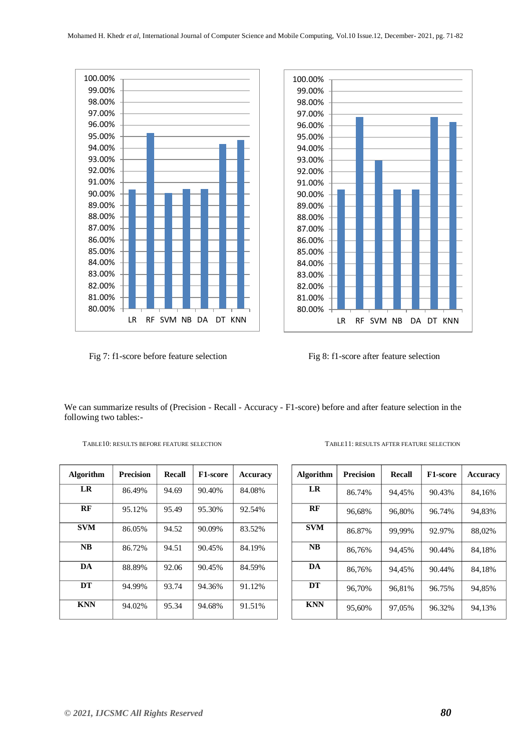Fig 7: f1-score before feature selection

Fig 8: f1-score after feature selection

We can summarize results of (Precision - Recall - Accuracy - F1-score) before and after feature selection in the following two tables:-

TABLE10: RESULTS BEFORE FEATURE SELECTION

| Algorithm | Precision | Recall | F1-score | Accuracy |
|---|---|---|---|---|
| **LR** | 86.49% | 94.69 | 90.40% | 84.08% |
| **RF** | 95.12% | 95.49 | 95.30% | 92.54% |
| **SVM** | 86.05% | 94.52 | 90.09% | 83.52% |
| **NB** | 86.72% | 94.51 | 90.45% | 84.19% |
| **DA** | 88.89% | 92.06 | 90.45% | 84.59% |
| **DT** | 94.99% | 93.74 | 94.36% | 91.12% |
| **KNN** | 94.02% | 95.34 | 94.68% | 91.51% |

TABLE11: RESULTS AFTER FEATURE SELECTION

| Algorithm | Precision | Recall | F1-score | Accuracy |
|---|---|---|---|---|
| **LR** | 86.74% | 94,45% | 90.43% | 84,16% |
| **RF** | 96,68% | 96,80% | 96.74% | 94,83% |
| **SVM** | 86.87% | 99,99% | 92.97% | 88,02% |
| **NB** | 86,76% | 94,45% | 90.44% | 84,18% |
| **DA** | 86,76% | 94,45% | 90.44% | 84,18% |
| **DT** | 96,70% | 96,81% | 96.75% | 94,85% |
| **KNN** | 95,60% | 97,05% | 96.32% | 94,13% |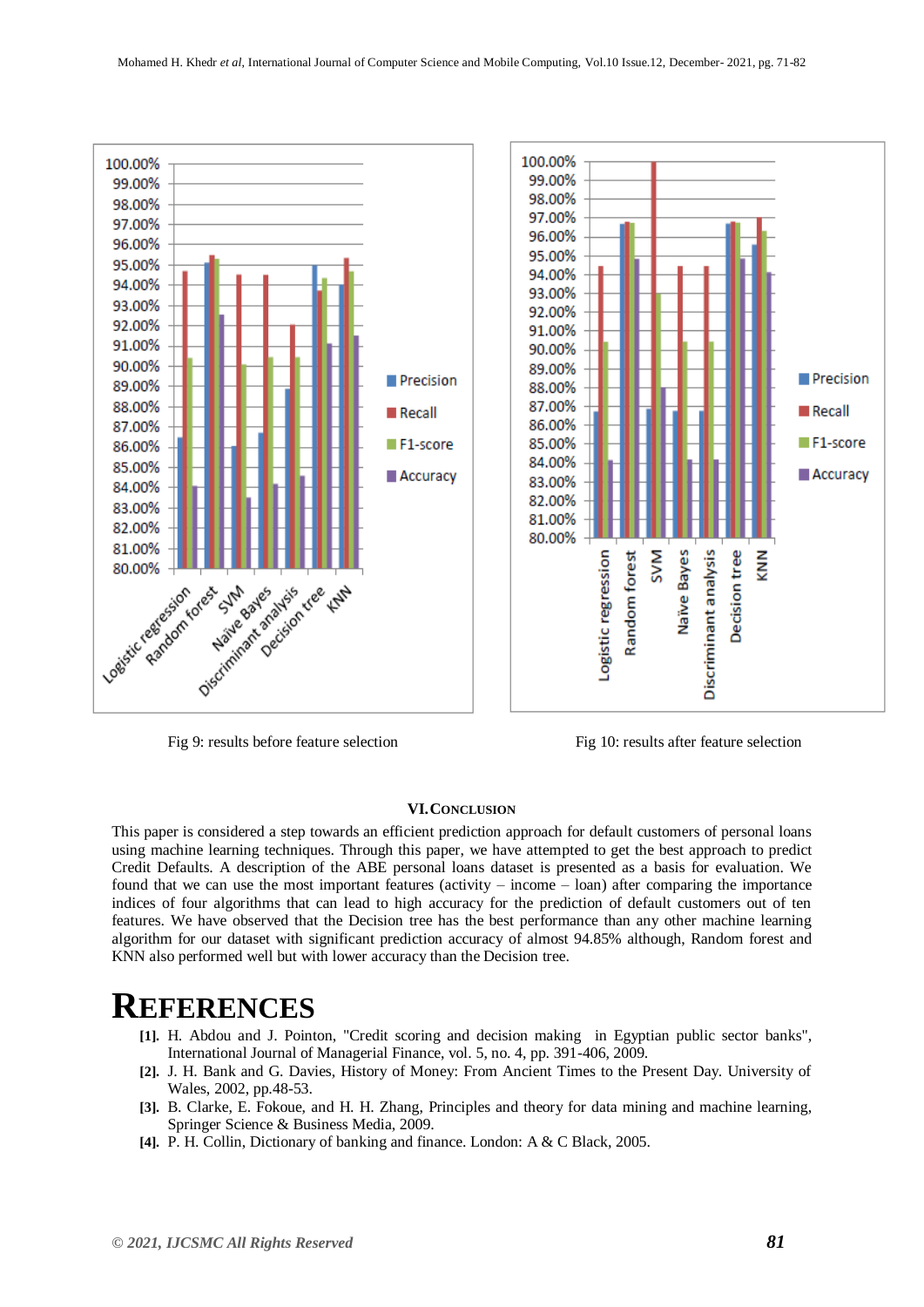Fig 9: results before feature selection

Fig 10: results after feature selection

## VI. CONCLUSION

This paper is considered a step towards an efficient prediction approach for default customers of personal loans using machine learning techniques. Through this paper, we have attempted to get the best approach to predict Credit Defaults. A description of the ABE personal loans dataset is presented as a basis for evaluation. We found that we can use the most important features (activity – income – loan) after comparing the importance indices of four algorithms that can lead to high accuracy for the prediction of default customers out of ten features. We have observed that the Decision tree has the best performance than any other machine learning algorithm for our dataset with significant prediction accuracy of almost 94.85% although, Random forest and KNN also performed well but with lower accuracy than the Decision tree.

# REFERENCES

- **[1].** H. Abdou and J. Pointon, "Credit scoring and decision making in Egyptian public sector banks", International Journal of Managerial Finance, vol. 5, no. 4, pp. 391-406, 2009.
- **[2].** J. H. Bank and G. Davies, History of Money: From Ancient Times to the Present Day. University of Wales, 2002, pp.48-53.
- **[3].** B. Clarke, E. Fokoue, and H. H. Zhang, Principles and theory for data mining and machine learning, Springer Science & Business Media, 2009.
- **[4].** P. H. Collin, Dictionary of banking and finance. London: A & C Black, 2005.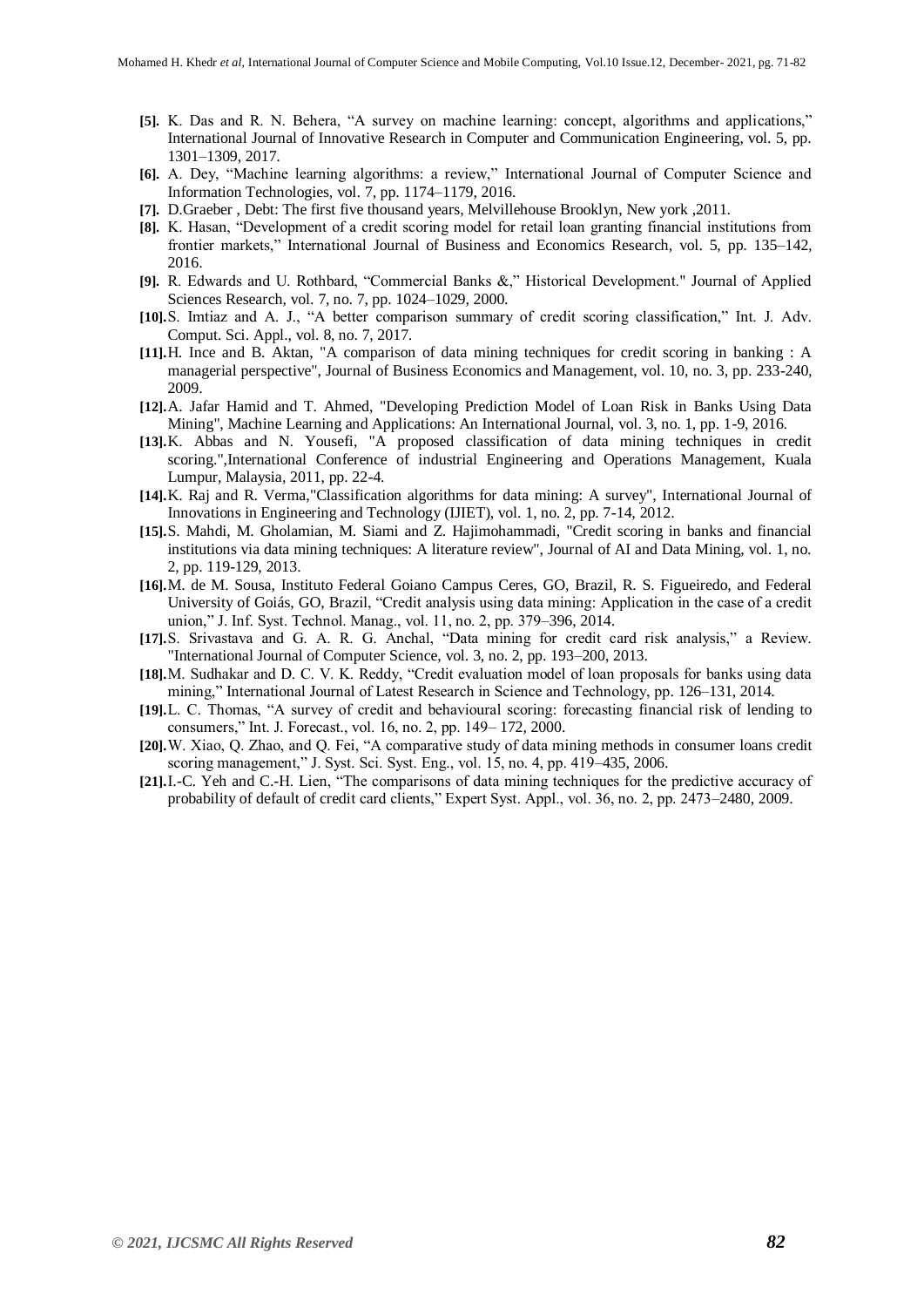**[5].** K. Das and R. N. Behera, “A survey on machine learning: concept, algorithms and applications,” International Journal of Innovative Research in Computer and Communication Engineering, vol. 5, pp. 1301–1309, 2017.

**[6].** A. Dey, “Machine learning algorithms: a review,” International Journal of Computer Science and Information Technologies, vol. 7, pp. 1174–1179, 2016.

**[7].** D.Graeber , Debt: The first five thousand years, Melvillehouse Brooklyn, New york ,2011.

**[8].** K. Hasan, “Development of a credit scoring model for retail loan granting financial institutions from frontier markets,” International Journal of Business and Economics Research, vol. 5, pp. 135–142, 2016.

**[9].** R. Edwards and U. Rothbard, “Commercial Banks &,” Historical Development." Journal of Applied Sciences Research, vol. 7, no. 7, pp. 1024–1029, 2000.

**[10].** S. Imtiaz and A. J., “A better comparison summary of credit scoring classification,” Int. J. Adv. Comput. Sci. Appl., vol. 8, no. 7, 2017.

**[11].** H. Ince and B. Aktan, "A comparison of data mining techniques for credit scoring in banking : A managerial perspective", Journal of Business Economics and Management, vol. 10, no. 3, pp. 233-240, 2009.

**[12].** A. Jafar Hamid and T. Ahmed, "Developing Prediction Model of Loan Risk in Banks Using Data Mining", Machine Learning and Applications: An International Journal, vol. 3, no. 1, pp. 1-9, 2016.

**[13].** K. Abbas and N. Yousefi, "A proposed classification of data mining techniques in credit scoring.",International Conference of industrial Engineering and Operations Management, Kuala Lumpur, Malaysia, 2011, pp. 22-4.

**[14].** K. Raj and R. Verma,"Classification algorithms for data mining: A survey", International Journal of Innovations in Engineering and Technology (IJIET), vol. 1, no. 2, pp. 7-14, 2012.

**[15].** S. Mahdi, M. Gholamian, M. Siami and Z. Hajimohammadi, "Credit scoring in banks and financial institutions via data mining techniques: A literature review", Journal of AI and Data Mining, vol. 1, no. 2, pp. 119-129, 2013.

**[16].** M. de M. Sousa, Instituto Federal Goiano Campus Ceres, GO, Brazil, R. S. Figueiredo, and Federal University of Goiás, GO, Brazil, “Credit analysis using data mining: Application in the case of a credit union,” J. Inf. Syst. Technol. Manag., vol. 11, no. 2, pp. 379–396, 2014.

**[17].** S. Srivastava and G. A. R. G. Anchal, “Data mining for credit card risk analysis,” a Review. "International Journal of Computer Science, vol. 3, no. 2, pp. 193–200, 2013.

**[18].** M. Sudhakar and D. C. V. K. Reddy, “Credit evaluation model of loan proposals for banks using data mining,” International Journal of Latest Research in Science and Technology, pp. 126–131, 2014.

**[19].** L. C. Thomas, “A survey of credit and behavioural scoring: forecasting financial risk of lending to consumers,” Int. J. Forecast., vol. 16, no. 2, pp. 149– 172, 2000.

**[20].** W. Xiao, Q. Zhao, and Q. Fei, “A comparative study of data mining methods in consumer loans credit scoring management,” J. Syst. Sci. Syst. Eng., vol. 15, no. 4, pp. 419–435, 2006.

**[21].** I.-C. Yeh and C.-H. Lien, “The comparisons of data mining techniques for the predictive accuracy of probability of default of credit card clients,” Expert Syst. Appl., vol. 36, no. 2, pp. 2473–2480, 2009.